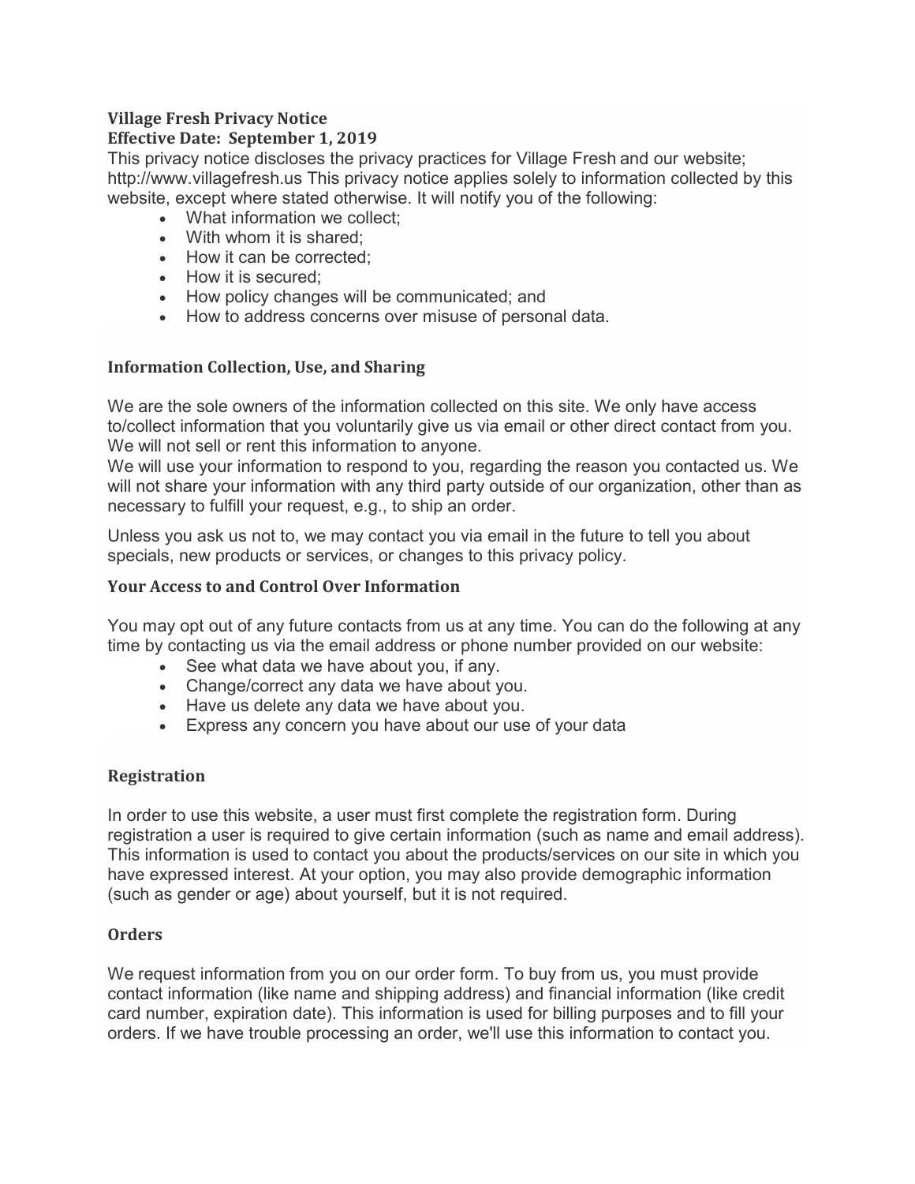# Village Fresh Privacy Notice

**Effective Date: September 1, 2019**

This privacy notice discloses the privacy practices for Village Fresh and our website; http://www.villagefresh.us This privacy notice applies solely to information collected by this website, except where stated otherwise. It will notify you of the following:

- What information we collect;
- With whom it is shared;
- How it can be corrected;
- How it is secured;
- How policy changes will be communicated; and
- How to address concerns over misuse of personal data.

## Information Collection, Use, and Sharing

We are the sole owners of the information collected on this site. We only have access to/collect information that you voluntarily give us via email or other direct contact from you. We will not sell or rent this information to anyone.

We will use your information to respond to you, regarding the reason you contacted us. We will not share your information with any third party outside of our organization, other than as necessary to fulfill your request, e.g., to ship an order.

Unless you ask us not to, we may contact you via email in the future to tell you about specials, new products or services, or changes to this privacy policy.

## Your Access to and Control Over Information

You may opt out of any future contacts from us at any time. You can do the following at any time by contacting us via the email address or phone number provided on our website:

- See what data we have about you, if any.
- Change/correct any data we have about you.
- Have us delete any data we have about you.
- Express any concern you have about our use of your data

## Registration

In order to use this website, a user must first complete the registration form. During registration a user is required to give certain information (such as name and email address). This information is used to contact you about the products/services on our site in which you have expressed interest. At your option, you may also provide demographic information (such as gender or age) about yourself, but it is not required.

## Orders

We request information from you on our order form. To buy from us, you must provide contact information (like name and shipping address) and financial information (like credit card number, expiration date). This information is used for billing purposes and to fill your orders. If we have trouble processing an order, we'll use this information to contact you.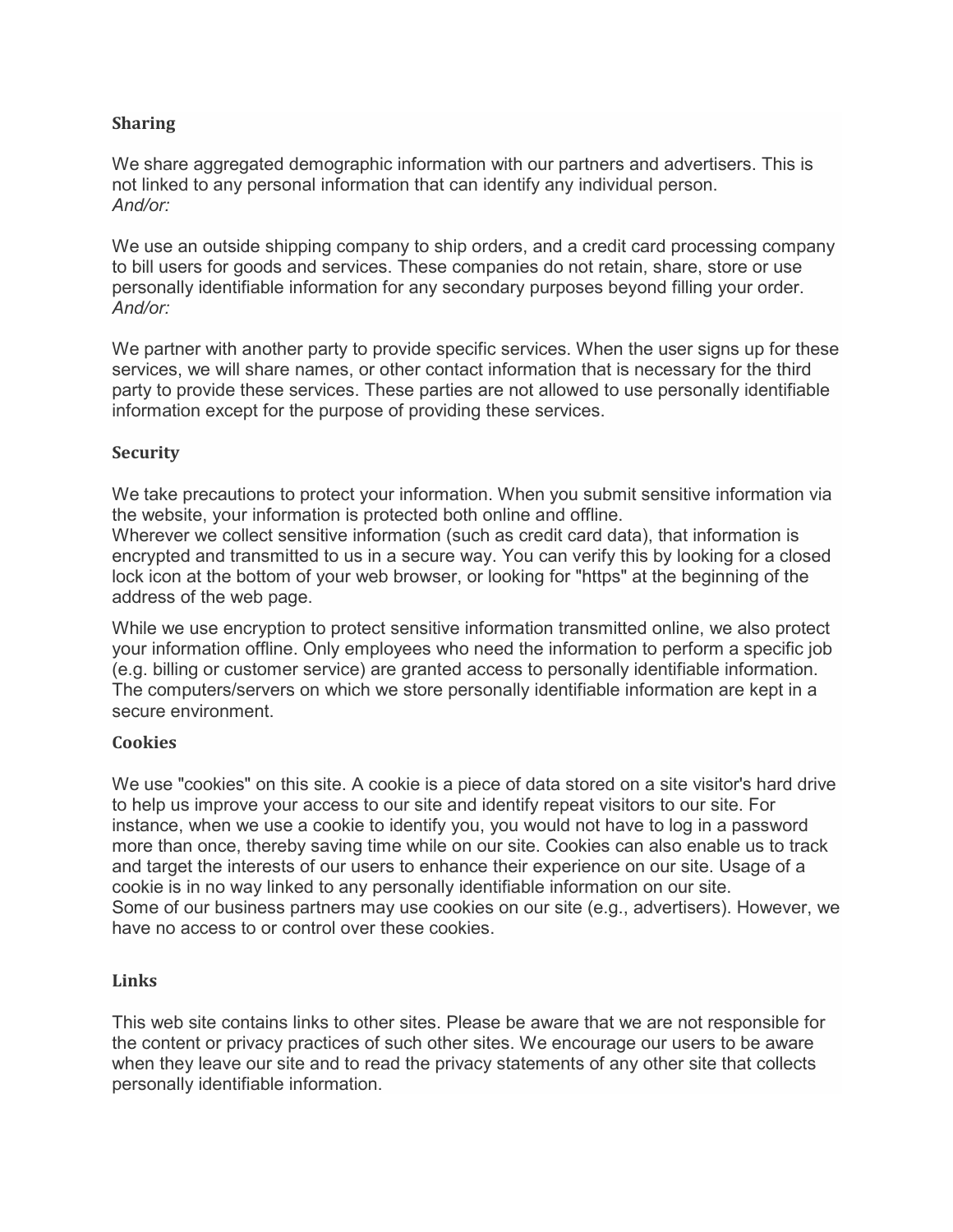### Sharing

We share aggregated demographic information with our partners and advertisers. This is not linked to any personal information that can identify any individual person.
*And/or:*

We use an outside shipping company to ship orders, and a credit card processing company to bill users for goods and services. These companies do not retain, share, store or use personally identifiable information for any secondary purposes beyond filling your order.
*And/or:*

We partner with another party to provide specific services. When the user signs up for these services, we will share names, or other contact information that is necessary for the third party to provide these services. These parties are not allowed to use personally identifiable information except for the purpose of providing these services.

### Security

We take precautions to protect your information. When you submit sensitive information via the website, your information is protected both online and offline.
Wherever we collect sensitive information (such as credit card data), that information is encrypted and transmitted to us in a secure way. You can verify this by looking for a closed lock icon at the bottom of your web browser, or looking for "https" at the beginning of the address of the web page.

While we use encryption to protect sensitive information transmitted online, we also protect your information offline. Only employees who need the information to perform a specific job (e.g. billing or customer service) are granted access to personally identifiable information. The computers/servers on which we store personally identifiable information are kept in a secure environment.

### Cookies

We use "cookies" on this site. A cookie is a piece of data stored on a site visitor's hard drive to help us improve your access to our site and identify repeat visitors to our site. For instance, when we use a cookie to identify you, you would not have to log in a password more than once, thereby saving time while on our site. Cookies can also enable us to track and target the interests of our users to enhance their experience on our site. Usage of a cookie is in no way linked to any personally identifiable information on our site.
Some of our business partners may use cookies on our site (e.g., advertisers). However, we have no access to or control over these cookies.

### Links

This web site contains links to other sites. Please be aware that we are not responsible for the content or privacy practices of such other sites. We encourage our users to be aware when they leave our site and to read the privacy statements of any other site that collects personally identifiable information.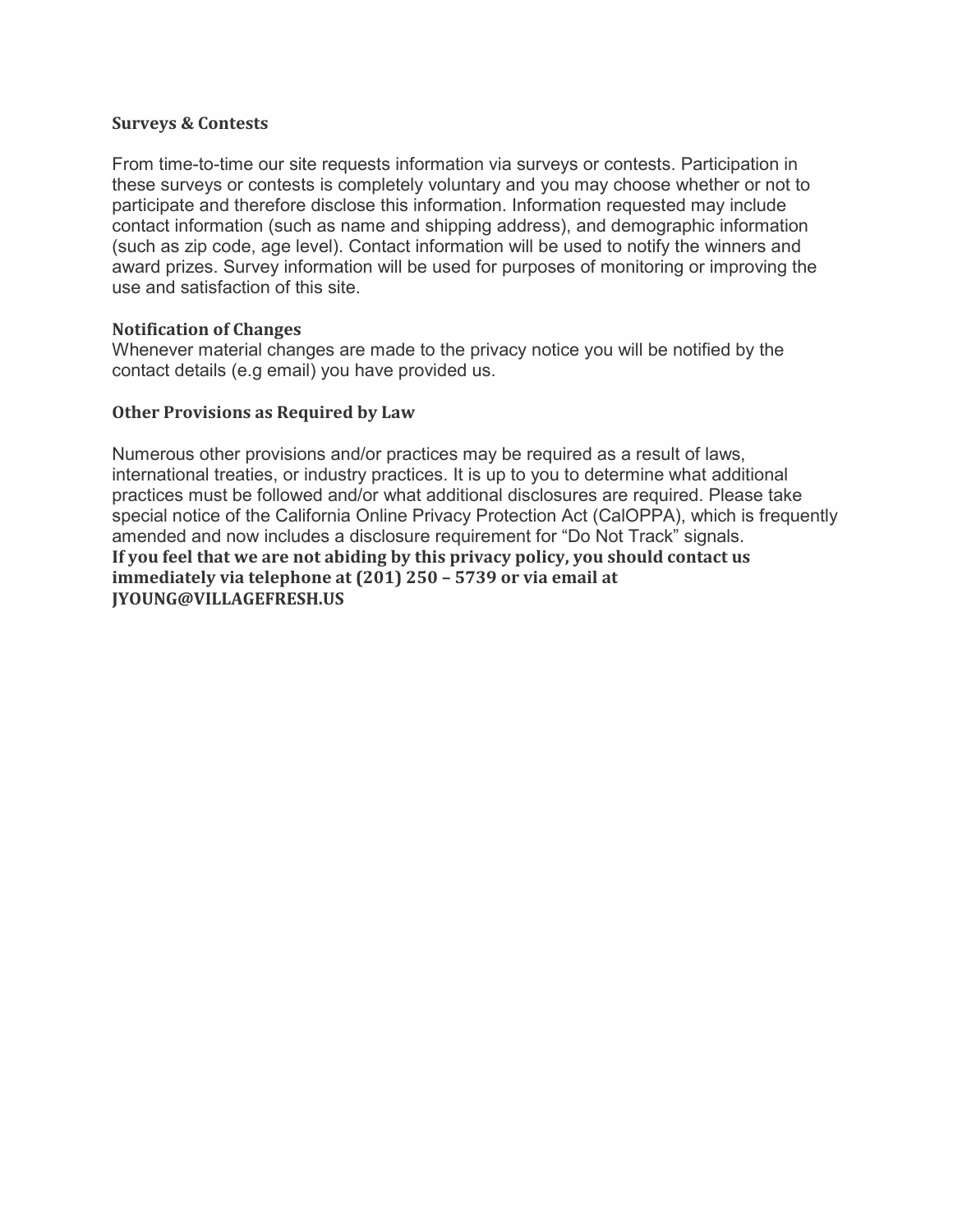**Surveys & Contests**

From time-to-time our site requests information via surveys or contests. Participation in these surveys or contests is completely voluntary and you may choose whether or not to participate and therefore disclose this information. Information requested may include contact information (such as name and shipping address), and demographic information (such as zip code, age level). Contact information will be used to notify the winners and award prizes. Survey information will be used for purposes of monitoring or improving the use and satisfaction of this site.

**Notification of Changes**

Whenever material changes are made to the privacy notice you will be notified by the contact details (e.g email) you have provided us.

**Other Provisions as Required by Law**

Numerous other provisions and/or practices may be required as a result of laws, international treaties, or industry practices. It is up to you to determine what additional practices must be followed and/or what additional disclosures are required. Please take special notice of the California Online Privacy Protection Act (CalOPPA), which is frequently amended and now includes a disclosure requirement for “Do Not Track” signals.

**If you feel that we are not abiding by this privacy policy, you should contact us immediately via telephone at (201) 250 – 5739 or via email at JYOUNG@VILLAGEFRESH.US**